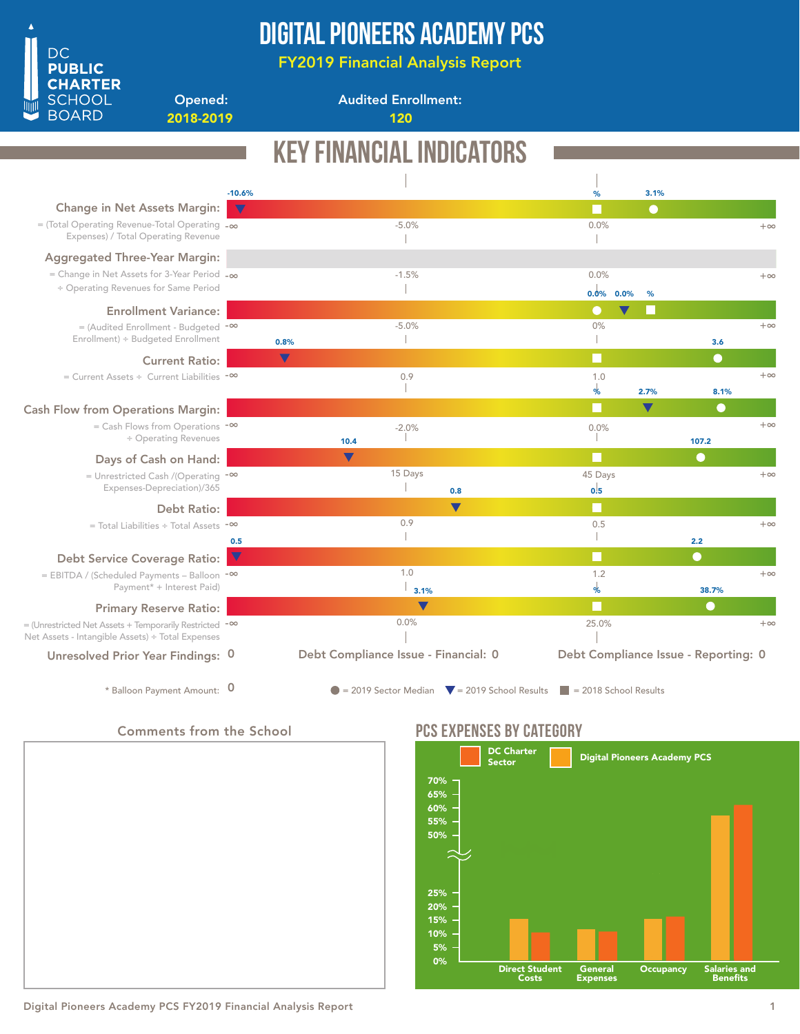# DIGITAL PIONEERS ACADEMY PCS

## FY2019 Financial Analysis Report

DC PUBLIC CHARTER SCHOOL BOARD

**Opened:** 2018-2019

**Audited Enrollment:** 120

## KEY FINANCIAL INDICATORS

| Indicator | Formula | Scale (−∞ / mid / target / +∞) | 2019 School Results | 2018 School Results | 2019 Sector Median |
|---|---|---|---|---|---|
| Change in Net Assets Margin | = (Total Operating Revenue-Total Operating Expenses) / Total Operating Revenue | -∞ / -5.0% / 0.0% / +∞ | -10.6% | % | 3.1% |
| Aggregated Three-Year Margin | = Change in Net Assets for 3-Year Period ÷ Operating Revenues for Same Period | -∞ / -1.5% / 0.0% / +∞ | | | |
| Enrollment Variance | = (Audited Enrollment - Budgeted Enrollment) ÷ Budgeted Enrollment | -∞ / -5.0% / 0% / +∞ | 0.0% | % | 0.0% |
| Current Ratio | = Current Assets ÷ Current Liabilities | -∞ / 0.9 / 1.0 / +∞ | 0.8% | | 3.6 |
| Cash Flow from Operations Margin | = Cash Flows from Operations ÷ Operating Revenues | -∞ / -2.0% / 0.0% / +∞ | 2.7% | % | 8.1% |
| Days of Cash on Hand | = Unrestricted Cash /(Operating Expenses-Depreciation)/365 | -∞ / 15 Days / 45 Days / +∞ | 10.4 | | 107.2 |
| Debt Ratio | = Total Liabilities ÷ Total Assets | -∞ / 0.9 / 0.5 / +∞ | 0.8 | | 0.5 |
| Debt Service Coverage Ratio | = EBITDA / (Scheduled Payments – Balloon Payment* + Interest Paid) | -∞ / 1.0 / 1.2 / +∞ | 0.5 | | 2.2 |
| Primary Reserve Ratio | = (Unrestricted Net Assets + Temporarily Restricted Net Assets - Intangible Assets) ÷ Total Expenses | -∞ / 0.0% / 25.0% / +∞ | 3.1% | % | 38.7% |

**Unresolved Prior Year Findings:** 0 | **Debt Compliance Issue - Financial:** 0 | **Debt Compliance Issue - Reporting:** 0

\* Balloon Payment Amount: 0

● = 2019 Sector Median ▼ = 2019 School Results ■ = 2018 School Results

### Comments from the School

### PCS EXPENSES BY CATEGORY

DC Charter Sector | Digital Pioneers Academy PCS

| Category | Digital Pioneers Academy PCS | DC Charter Sector |
|---|---|---|
| Direct Student Costs | ~15% | ~10% |
| General Expenses | ~11% | ~10% |
| Occupancy | ~15% | ~16% |
| Salaries and Benefits | ~58% | ~62% |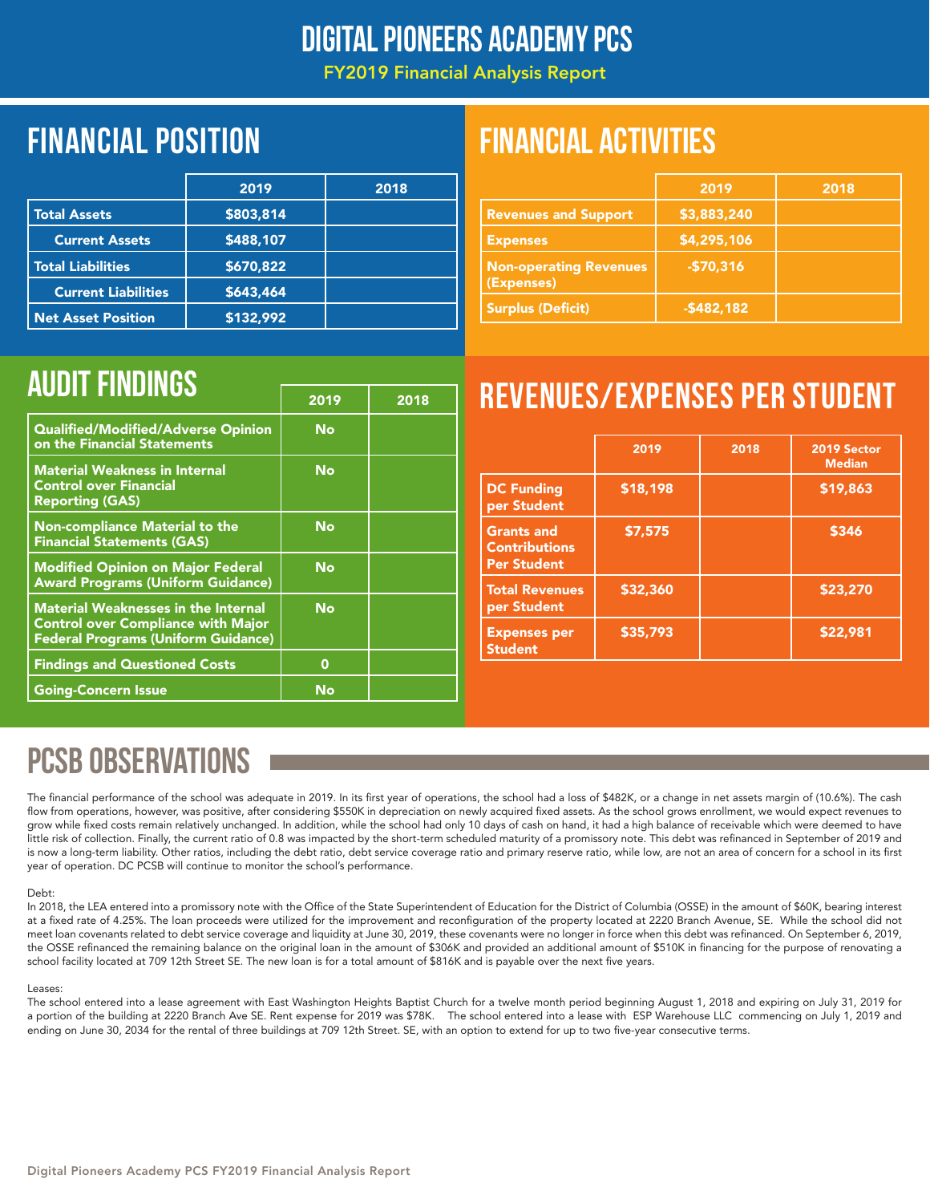# DIGITAL PIONEERS ACADEMY PCS

FY2019 Financial Analysis Report

## FINANCIAL POSITION

| | 2019 | 2018 |
|---|---|---|
| **Total Assets** | $803,814 | |
| **Current Assets** | $488,107 | |
| **Total Liabilities** | $670,822 | |
| **Current Liabilities** | $643,464 | |
| **Net Asset Position** | $132,992 | |

## FINANCIAL ACTIVITIES

| | 2019 | 2018 |
|---|---|---|
| **Revenues and Support** | $3,883,240 | |
| **Expenses** | $4,295,106 | |
| **Non-operating Revenues (Expenses)** | -$70,316 | |
| **Surplus (Deficit)** | -$482,182 | |

## AUDIT FINDINGS

| | 2019 | 2018 |
|---|---|---|
| **Qualified/Modified/Adverse Opinion on the Financial Statements** | No | |
| **Material Weakness in Internal Control over Financial Reporting (GAS)** | No | |
| **Non-compliance Material to the Financial Statements (GAS)** | No | |
| **Modified Opinion on Major Federal Award Programs (Uniform Guidance)** | No | |
| **Material Weaknesses in the Internal Control over Compliance with Major Federal Programs (Uniform Guidance)** | No | |
| **Findings and Questioned Costs** | 0 | |
| **Going-Concern Issue** | No | |

## REVENUES/EXPENSES PER STUDENT

| | 2019 | 2018 | 2019 Sector Median |
|---|---|---|---|
| **DC Funding per Student** | $18,198 | | $19,863 |
| **Grants and Contributions Per Student** | $7,575 | | $346 |
| **Total Revenues per Student** | $32,360 | | $23,270 |
| **Expenses per Student** | $35,793 | | $22,981 |

## PCSB OBSERVATIONS

The financial performance of the school was adequate in 2019. In its first year of operations, the school had a loss of $482K, or a change in net assets margin of (10.6%). The cash flow from operations, however, was positive, after considering $550K in depreciation on newly acquired fixed assets. As the school grows enrollment, we would expect revenues to grow while fixed costs remain relatively unchanged. In addition, while the school had only 10 days of cash on hand, it had a high balance of receivable which were deemed to have little risk of collection. Finally, the current ratio of 0.8 was impacted by the short-term scheduled maturity of a promissory note. This debt was refinanced in September of 2019 and is now a long-term liability. Other ratios, including the debt ratio, debt service coverage ratio and primary reserve ratio, while low, are not an area of concern for a school in its first year of operation. DC PCSB will continue to monitor the school's performance.

Debt:

In 2018, the LEA entered into a promissory note with the Office of the State Superintendent of Education for the District of Columbia (OSSE) in the amount of $60K, bearing interest at a fixed rate of 4.25%. The loan proceeds were utilized for the improvement and reconfiguration of the property located at 2220 Branch Avenue, SE. While the school did not meet loan covenants related to debt service coverage and liquidity at June 30, 2019, these covenants were no longer in force when this debt was refinanced. On September 6, 2019, the OSSE refinanced the remaining balance on the original loan in the amount of $306K and provided an additional amount of $510K in financing for the purpose of renovating a school facility located at 709 12th Street SE. The new loan is for a total amount of $816K and is payable over the next five years.

Leases:

The school entered into a lease agreement with East Washington Heights Baptist Church for a twelve month period beginning August 1, 2018 and expiring on July 31, 2019 for a portion of the building at 2220 Branch Ave SE. Rent expense for 2019 was $78K. The school entered into a lease with ESP Warehouse LLC commencing on July 1, 2019 and ending on June 30, 2034 for the rental of three buildings at 709 12th Street. SE, with an option to extend for up to two five-year consecutive terms.